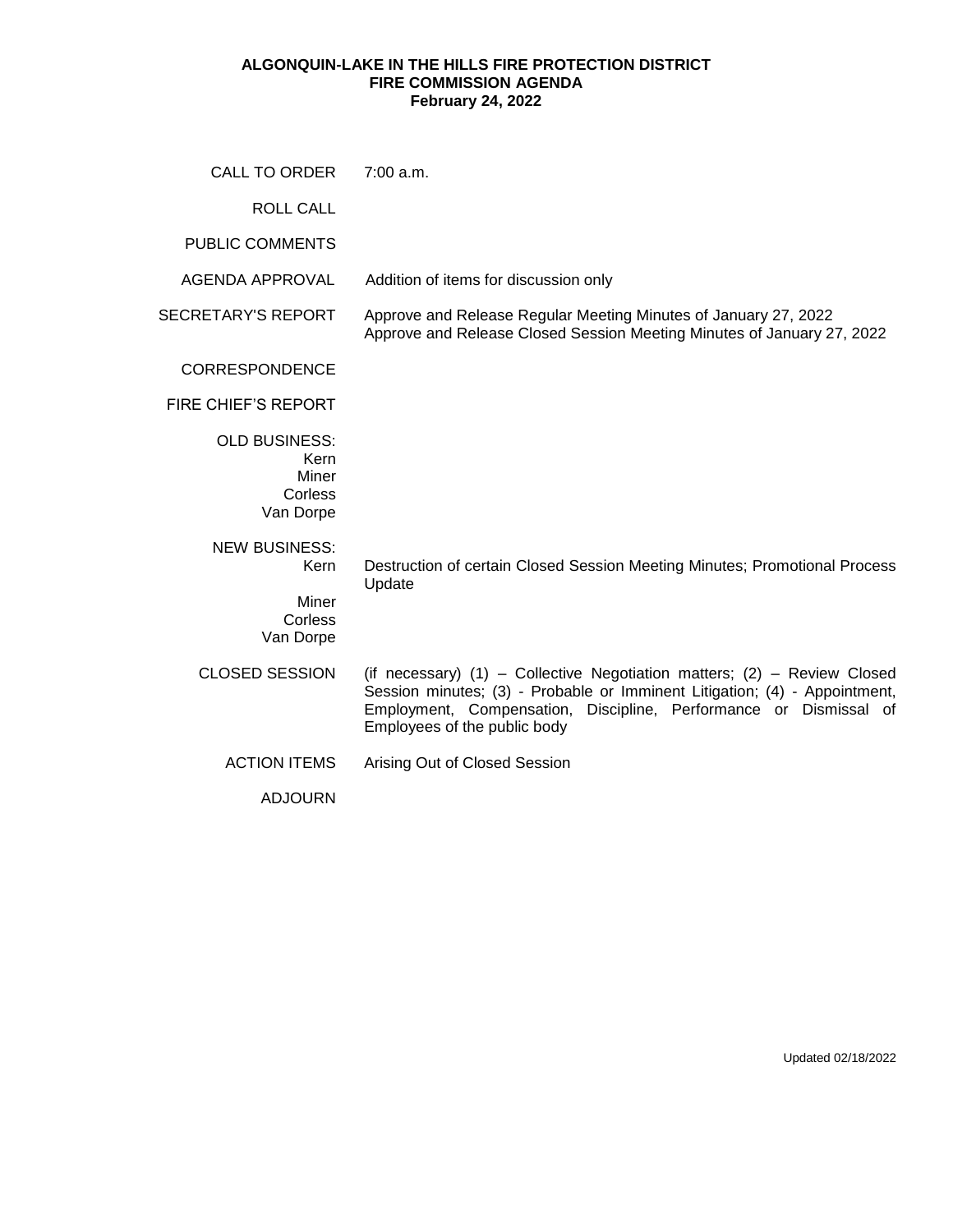**ALGONQUIN-LAKE IN THE HILLS FIRE PROTECTION DISTRICT**
**FIRE COMMISSION AGENDA**
**February 24, 2022**

| | |
|---|---|
| CALL TO ORDER | 7:00 a.m. |
| ROLL CALL | |
| PUBLIC COMMENTS | |
| AGENDA APPROVAL | Addition of items for discussion only |
| SECRETARY'S REPORT | Approve and Release Regular Meeting Minutes of January 27, 2022<br>Approve and Release Closed Session Meeting Minutes of January 27, 2022 |
| CORRESPONDENCE | |
| FIRE CHIEF'S REPORT | |
| OLD BUSINESS:<br>Kern<br>Miner<br>Corless<br>Van Dorpe | |
| NEW BUSINESS:<br>Kern | Destruction of certain Closed Session Meeting Minutes; Promotional Process Update |
| Miner<br>Corless<br>Van Dorpe | |
| CLOSED SESSION | (if necessary) (1) – Collective Negotiation matters; (2) – Review Closed Session minutes; (3) - Probable or Imminent Litigation; (4) - Appointment, Employment, Compensation, Discipline, Performance or Dismissal of Employees of the public body |
| ACTION ITEMS | Arising Out of Closed Session |
| ADJOURN | |

Updated 02/18/2022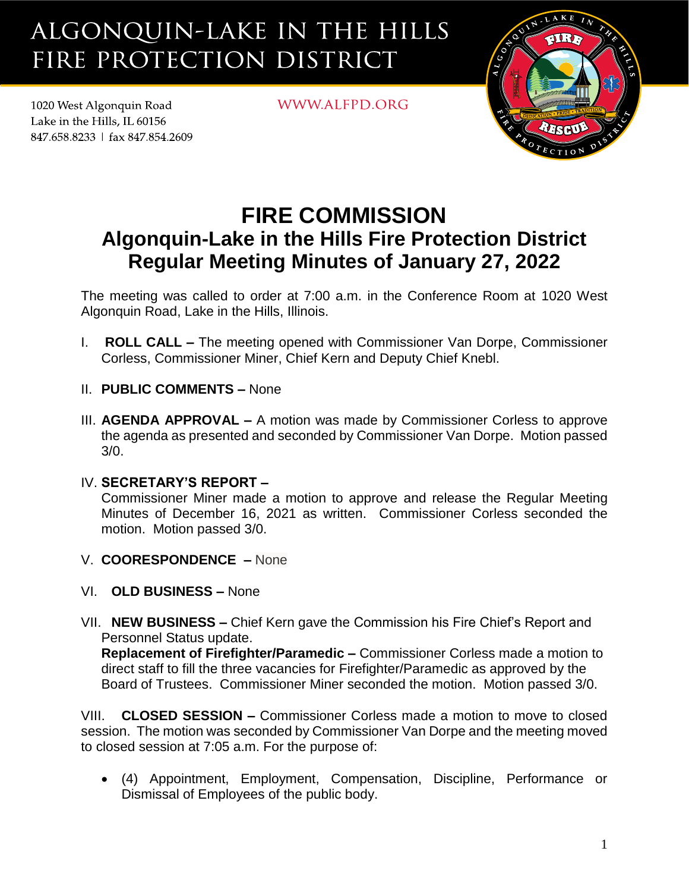# ALGONQUIN-LAKE IN THE HILLS FIRE PROTECTION DISTRICT

1020 West Algonquin Road
Lake in the Hills, IL 60156
847.658.8233 | fax 847.854.2609

WWW.ALFPD.ORG

# FIRE COMMISSION

## Algonquin-Lake in the Hills Fire Protection District
## Regular Meeting Minutes of January 27, 2022

The meeting was called to order at 7:00 a.m. in the Conference Room at 1020 West Algonquin Road, Lake in the Hills, Illinois.

I. **ROLL CALL –** The meeting opened with Commissioner Van Dorpe, Commissioner Corless, Commissioner Miner, Chief Kern and Deputy Chief Knebl.

II. **PUBLIC COMMENTS –** None

III. **AGENDA APPROVAL –** A motion was made by Commissioner Corless to approve the agenda as presented and seconded by Commissioner Van Dorpe. Motion passed 3/0.

IV. **SECRETARY'S REPORT –**
Commissioner Miner made a motion to approve and release the Regular Meeting Minutes of December 16, 2021 as written. Commissioner Corless seconded the motion. Motion passed 3/0.

V. **COORESPONDENCE –** None

VI. **OLD BUSINESS –** None

VII. **NEW BUSINESS –** Chief Kern gave the Commission his Fire Chief's Report and Personnel Status update.
**Replacement of Firefighter/Paramedic –** Commissioner Corless made a motion to direct staff to fill the three vacancies for Firefighter/Paramedic as approved by the Board of Trustees. Commissioner Miner seconded the motion. Motion passed 3/0.

VIII. **CLOSED SESSION –** Commissioner Corless made a motion to move to closed session. The motion was seconded by Commissioner Van Dorpe and the meeting moved to closed session at 7:05 a.m. For the purpose of:

- (4) Appointment, Employment, Compensation, Discipline, Performance or Dismissal of Employees of the public body.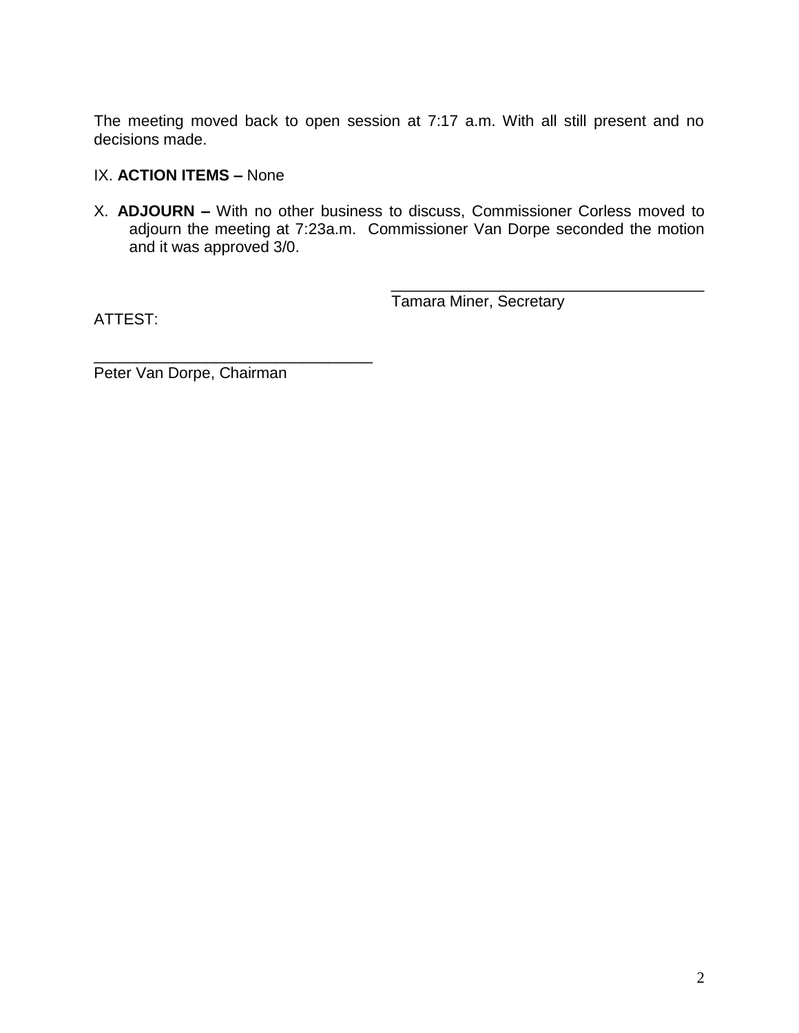The meeting moved back to open session at 7:17 a.m. With all still present and no decisions made.

IX. **ACTION ITEMS –** None

X. **ADJOURN –** With no other business to discuss, Commissioner Corless moved to adjourn the meeting at 7:23a.m. Commissioner Van Dorpe seconded the motion and it was approved 3/0.

_____________________________________
Tamara Miner, Secretary

ATTEST:

________________________________
Peter Van Dorpe, Chairman